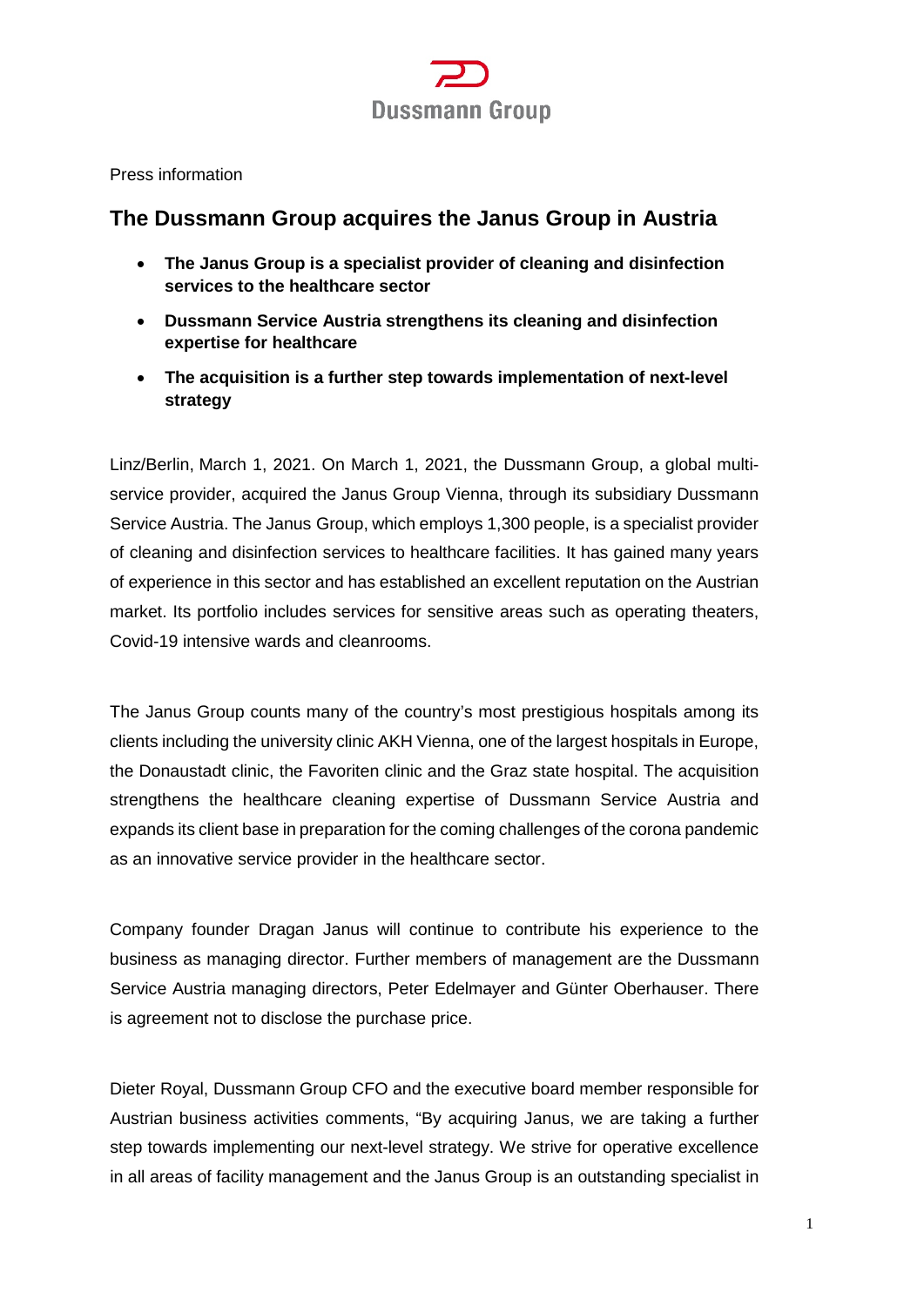Dussmann Group

Press information

# The Dussmann Group acquires the Janus Group in Austria

- **The Janus Group is a specialist provider of cleaning and disinfection services to the healthcare sector**
- **Dussmann Service Austria strengthens its cleaning and disinfection expertise for healthcare**
- **The acquisition is a further step towards implementation of next-level strategy**

Linz/Berlin, March 1, 2021. On March 1, 2021, the Dussmann Group, a global multi-service provider, acquired the Janus Group Vienna, through its subsidiary Dussmann Service Austria. The Janus Group, which employs 1,300 people, is a specialist provider of cleaning and disinfection services to healthcare facilities. It has gained many years of experience in this sector and has established an excellent reputation on the Austrian market. Its portfolio includes services for sensitive areas such as operating theaters, Covid-19 intensive wards and cleanrooms.

The Janus Group counts many of the country's most prestigious hospitals among its clients including the university clinic AKH Vienna, one of the largest hospitals in Europe, the Donaustadt clinic, the Favoriten clinic and the Graz state hospital. The acquisition strengthens the healthcare cleaning expertise of Dussmann Service Austria and expands its client base in preparation for the coming challenges of the corona pandemic as an innovative service provider in the healthcare sector.

Company founder Dragan Janus will continue to contribute his experience to the business as managing director. Further members of management are the Dussmann Service Austria managing directors, Peter Edelmayer and Günter Oberhauser. There is agreement not to disclose the purchase price.

Dieter Royal, Dussmann Group CFO and the executive board member responsible for Austrian business activities comments, "By acquiring Janus, we are taking a further step towards implementing our next-level strategy. We strive for operative excellence in all areas of facility management and the Janus Group is an outstanding specialist in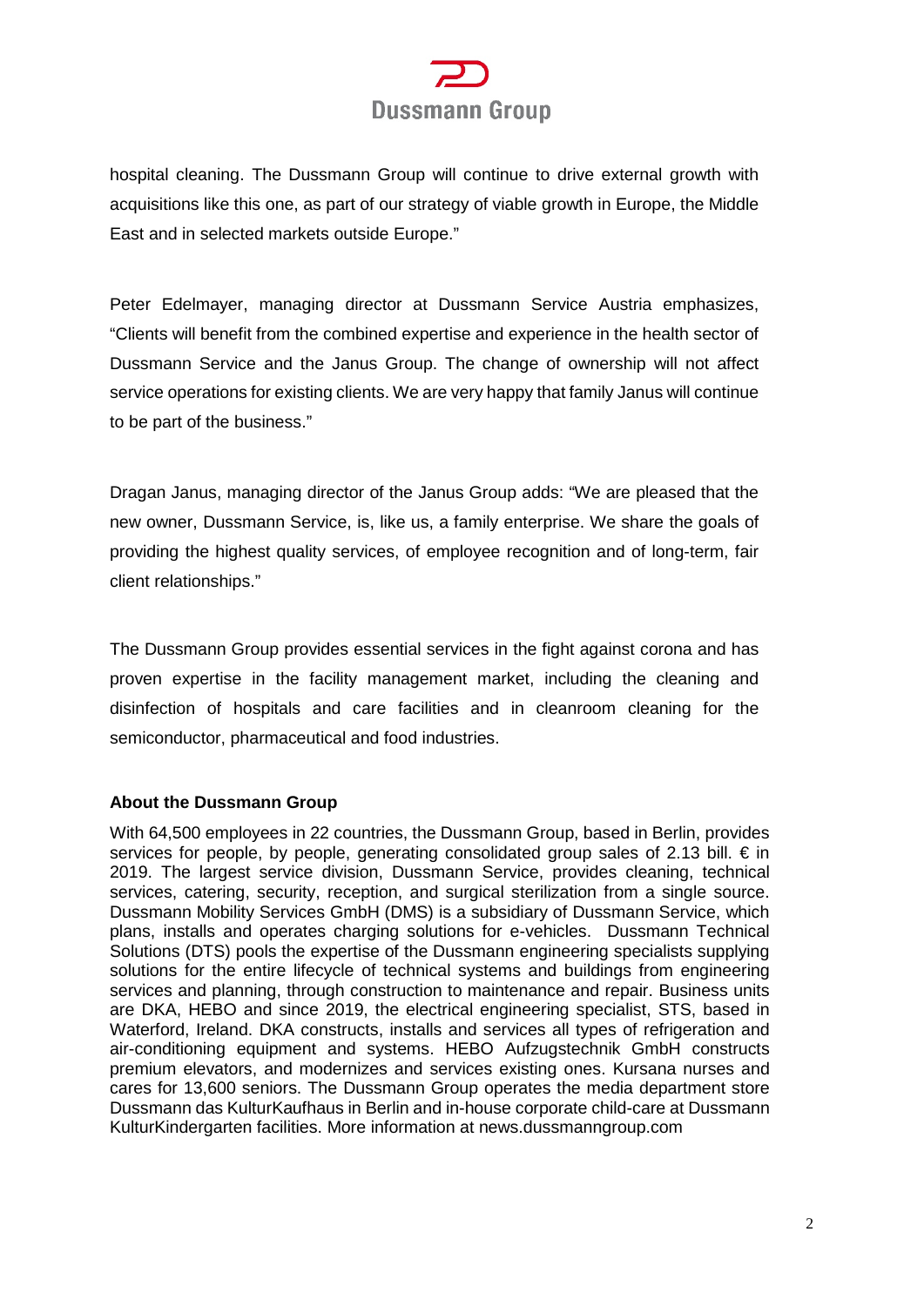hospital cleaning. The Dussmann Group will continue to drive external growth with acquisitions like this one, as part of our strategy of viable growth in Europe, the Middle East and in selected markets outside Europe."

Peter Edelmayer, managing director at Dussmann Service Austria emphasizes, "Clients will benefit from the combined expertise and experience in the health sector of Dussmann Service and the Janus Group. The change of ownership will not affect service operations for existing clients. We are very happy that family Janus will continue to be part of the business."

Dragan Janus, managing director of the Janus Group adds: "We are pleased that the new owner, Dussmann Service, is, like us, a family enterprise. We share the goals of providing the highest quality services, of employee recognition and of long-term, fair client relationships."

The Dussmann Group provides essential services in the fight against corona and has proven expertise in the facility management market, including the cleaning and disinfection of hospitals and care facilities and in cleanroom cleaning for the semiconductor, pharmaceutical and food industries.

**About the Dussmann Group**

With 64,500 employees in 22 countries, the Dussmann Group, based in Berlin, provides services for people, by people, generating consolidated group sales of 2.13 bill. € in 2019. The largest service division, Dussmann Service, provides cleaning, technical services, catering, security, reception, and surgical sterilization from a single source. Dussmann Mobility Services GmbH (DMS) is a subsidiary of Dussmann Service, which plans, installs and operates charging solutions for e-vehicles. Dussmann Technical Solutions (DTS) pools the expertise of the Dussmann engineering specialists supplying solutions for the entire lifecycle of technical systems and buildings from engineering services and planning, through construction to maintenance and repair. Business units are DKA, HEBO and since 2019, the electrical engineering specialist, STS, based in Waterford, Ireland. DKA constructs, installs and services all types of refrigeration and air-conditioning equipment and systems. HEBO Aufzugstechnik GmbH constructs premium elevators, and modernizes and services existing ones. Kursana nurses and cares for 13,600 seniors. The Dussmann Group operates the media department store Dussmann das KulturKaufhaus in Berlin and in-house corporate child-care at Dussmann KulturKindergarten facilities. More information at news.dussmanngroup.com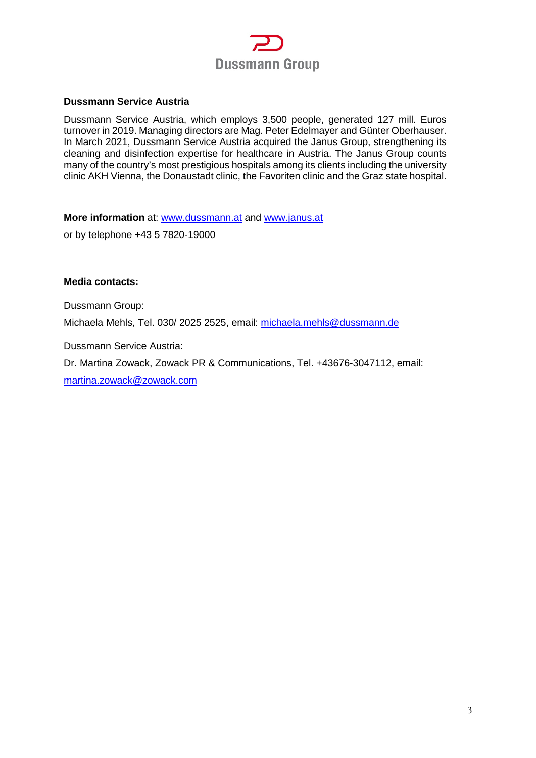**Dussmann Service Austria**

Dussmann Service Austria, which employs 3,500 people, generated 127 mill. Euros turnover in 2019. Managing directors are Mag. Peter Edelmayer and Günter Oberhauser. In March 2021, Dussmann Service Austria acquired the Janus Group, strengthening its cleaning and disinfection expertise for healthcare in Austria. The Janus Group counts many of the country's most prestigious hospitals among its clients including the university clinic AKH Vienna, the Donaustadt clinic, the Favoriten clinic and the Graz state hospital.

**More information** at: www.dussmann.at and www.janus.at

or by telephone +43 5 7820-19000

**Media contacts:**

Dussmann Group:

Michaela Mehls, Tel. 030/ 2025 2525, email: michaela.mehls@dussmann.de

Dussmann Service Austria:

Dr. Martina Zowack, Zowack PR & Communications, Tel. +43676-3047112, email: martina.zowack@zowack.com